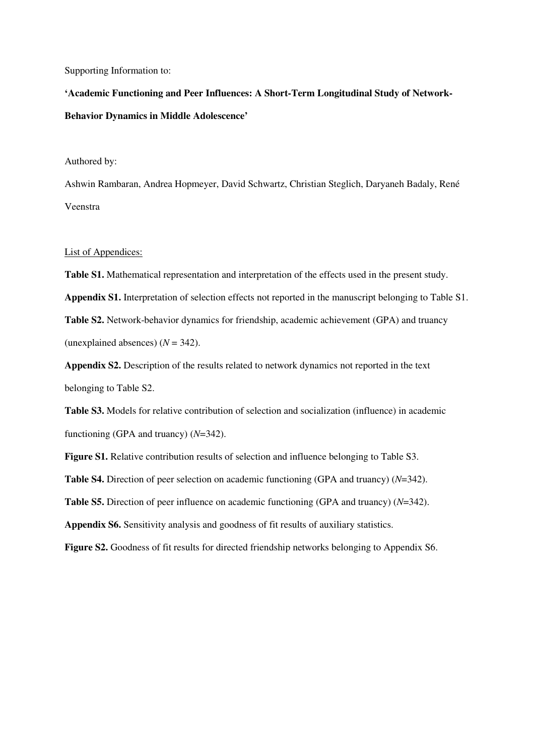Supporting Information to:

**'Academic Functioning and Peer Influences: A Short-Term Longitudinal Study of Network-Behavior Dynamics in Middle Adolescence'**

Authored by:

Ashwin Rambaran, Andrea Hopmeyer, David Schwartz, Christian Steglich, Daryaneh Badaly, René Veenstra

List of Appendices:

**Table S1.** Mathematical representation and interpretation of the effects used in the present study.

**Appendix S1.** Interpretation of selection effects not reported in the manuscript belonging to Table S1.

**Table S2.** Network-behavior dynamics for friendship, academic achievement (GPA) and truancy (unexplained absences) ($N$ = 342).

**Appendix S2.** Description of the results related to network dynamics not reported in the text belonging to Table S2.

**Table S3.** Models for relative contribution of selection and socialization (influence) in academic functioning (GPA and truancy) ($N$=342).

**Figure S1.** Relative contribution results of selection and influence belonging to Table S3.

**Table S4.** Direction of peer selection on academic functioning (GPA and truancy) ($N$=342).

**Table S5.** Direction of peer influence on academic functioning (GPA and truancy) ($N$=342).

**Appendix S6.** Sensitivity analysis and goodness of fit results of auxiliary statistics.

**Figure S2.** Goodness of fit results for directed friendship networks belonging to Appendix S6.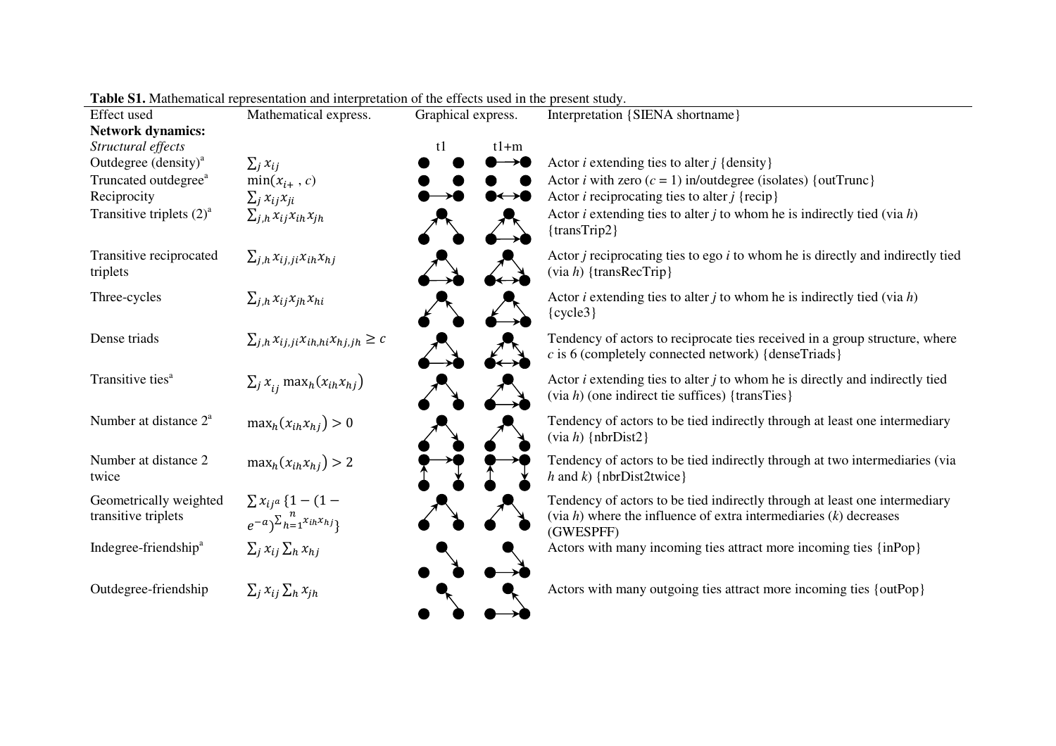**Table S1.** Mathematical representation and interpretation of the effects used in the present study.

| Effect used | Mathematical express. | Graphical express. | Interpretation {SIENA shortname} |
|---|---|---|---|
| **Network dynamics:** | | | |
| *Structural effects* | | t1 t1+m | |
| Outdegree (density)[a] | $\sum_j x_{ij}$ | | Actor *i* extending ties to alter *j* {density} |
| Truncated outdegree[a] | $\min(x_{i+}, c)$ | | Actor *i* with zero ($c = 1$) in/outdegree (isolates) {outTrunc} |
| Reciprocity | $\sum_j x_{ij} x_{ji}$ | | Actor *i* reciprocating ties to alter *j* {recip} |
| Transitive triplets (2)[a] | $\sum_{j,h} x_{ij} x_{ih} x_{jh}$ | | Actor *i* extending ties to alter *j* to whom he is indirectly tied (via *h*) {transTrip2} |
| Transitive reciprocated triplets | $\sum_{j,h} x_{ij,ji} x_{ih} x_{hj}$ | | Actor *j* reciprocating ties to ego *i* to whom he is directly and indirectly tied (via *h*) {transRecTrip} |
| Three-cycles | $\sum_{j,h} x_{ij} x_{jh} x_{hi}$ | | Actor *i* extending ties to alter *j* to whom he is indirectly tied (via *h*) {cycle3} |
| Dense triads | $\sum_{j,h} x_{ij,ji} x_{ih,hi} x_{hj,jh} \geq c$ | | Tendency of actors to reciprocate ties received in a group structure, where *c* is 6 (completely connected network) {denseTriads} |
| Transitive ties[a] | $\sum_j x_{ij} \max_h(x_{ih} x_{hj})$ | | Actor *i* extending ties to alter *j* to whom he is directly and indirectly tied (via *h*) (one indirect tie suffices) {transTies} |
| Number at distance 2[a] | $\max_h(x_{ih} x_{hj}) > 0$ | | Tendency of actors to be tied indirectly through at least one intermediary (via *h*) {nbrDist2} |
| Number at distance 2 twice | $\max_h(x_{ih} x_{hj}) > 2$ | | Tendency of actors to be tied indirectly through at two intermediaries (via *h* and *k*) {nbrDist2twice} |
| Geometrically weighted transitive triplets | $\sum x_{ij^a} \{1 - (1 - e^{-a})^{\sum_{h=1}^{n} x_{ih} x_{hj}}\}$ | | Tendency of actors to be tied indirectly through at least one intermediary (via *h*) where the influence of extra intermediaries (*k*) decreases (GWESPFF) |
| Indegree-friendship[a] | $\sum_j x_{ij} \sum_h x_{hj}$ | | Actors with many incoming ties attract more incoming ties {inPop} |
| Outdegree-friendship | $\sum_j x_{ij} \sum_h x_{jh}$ | | Actors with many outgoing ties attract more incoming ties {outPop} |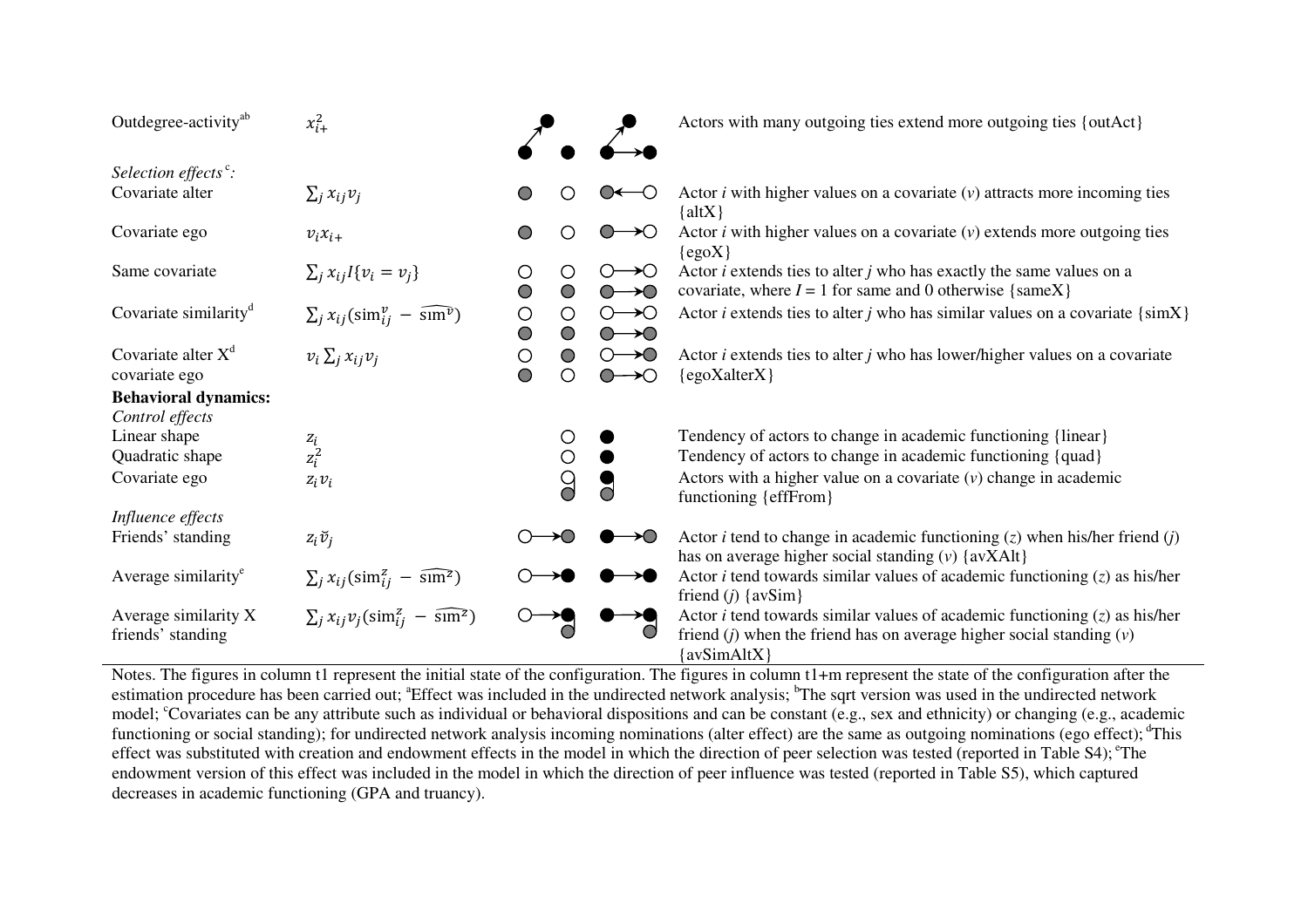| Effect | Formula | Description |
|---|---|---|
| Outdegree-activity[ab] | $x_{i+}^2$ | Actors with many outgoing ties extend more outgoing ties {outAct} |
| *Selection effects[c]:* | | |
| Covariate alter | $\sum_j x_{ij} v_j$ | Actor *i* with higher values on a covariate (*v*) attracts more incoming ties {altX} |
| Covariate ego | $v_i x_{i+}$ | Actor *i* with higher values on a covariate (*v*) extends more outgoing ties {egoX} |
| Same covariate | $\sum_j x_{ij} I\{v_i = v_j\}$ | Actor *i* extends ties to alter *j* who has exactly the same values on a covariate, where *I* = 1 for same and 0 otherwise {sameX} |
| Covariate similarity[d] | $\sum_j x_{ij} (\text{sim}_{ij}^{v} - \widehat{\text{sim}^{v}})$ | Actor *i* extends ties to alter *j* who has similar values on a covariate {simX} |
| Covariate alter X[d] covariate ego | $v_i \sum_j x_{ij} v_j$ | Actor *i* extends ties to alter *j* who has lower/higher values on a covariate {egoXalterX} |
| **Behavioral dynamics:** | | |
| *Control effects* | | |
| Linear shape | $z_i$ | Tendency of actors to change in academic functioning {linear} |
| Quadratic shape | $z_i^2$ | Tendency of actors to change in academic functioning {quad} |
| Covariate ego | $z_i v_i$ | Actors with a higher value on a covariate (*v*) change in academic functioning {effFrom} |
| *Influence effects* | | |
| Friends' standing | $z_i \breve{v}_j$ | Actor *i* tend to change in academic functioning (*z*) when his/her friend (*j*) has on average higher social standing (*v*) {avXAlt} |
| Average similarity[e] | $\sum_j x_{ij} (\text{sim}_{ij}^{z} - \widehat{\text{sim}^{z}})$ | Actor *i* tend towards similar values of academic functioning (*z*) as his/her friend (*j*) {avSim} |
| Average similarity X friends' standing | $\sum_j x_{ij} v_j (\text{sim}_{ij}^{z} - \widehat{\text{sim}^{z}})$ | Actor *i* tend towards similar values of academic functioning (*z*) as his/her friend (*j*) when the friend has on average higher social standing (*v*) {avSimAltX} |

Notes. The figures in column t1 represent the initial state of the configuration. The figures in column t1+m represent the state of the configuration after the estimation procedure has been carried out; [a]Effect was included in the undirected network analysis; [b]The sqrt version was used in the undirected network model; [c]Covariates can be any attribute such as individual or behavioral dispositions and can be constant (e.g., sex and ethnicity) or changing (e.g., academic functioning or social standing); for undirected network analysis incoming nominations (alter effect) are the same as outgoing nominations (ego effect); [d]This effect was substituted with creation and endowment effects in the model in which the direction of peer selection was tested (reported in Table S4); [e]The endowment version of this effect was included in the model in which the direction of peer influence was tested (reported in Table S5), which captured decreases in academic functioning (GPA and truancy).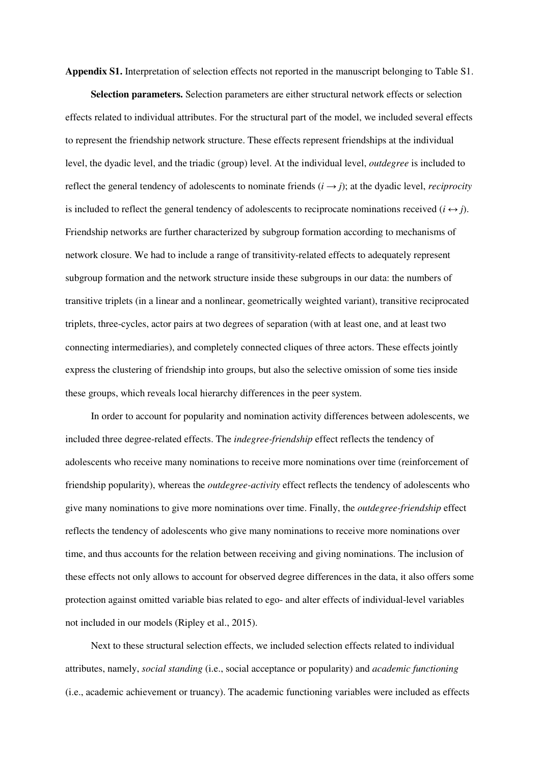**Appendix S1.** Interpretation of selection effects not reported in the manuscript belonging to Table S1.

**Selection parameters.** Selection parameters are either structural network effects or selection effects related to individual attributes. For the structural part of the model, we included several effects to represent the friendship network structure. These effects represent friendships at the individual level, the dyadic level, and the triadic (group) level. At the individual level, *outdegree* is included to reflect the general tendency of adolescents to nominate friends ($i \rightarrow j$); at the dyadic level, *reciprocity* is included to reflect the general tendency of adolescents to reciprocate nominations received ($i \leftrightarrow j$). Friendship networks are further characterized by subgroup formation according to mechanisms of network closure. We had to include a range of transitivity-related effects to adequately represent subgroup formation and the network structure inside these subgroups in our data: the numbers of transitive triplets (in a linear and a nonlinear, geometrically weighted variant), transitive reciprocated triplets, three-cycles, actor pairs at two degrees of separation (with at least one, and at least two connecting intermediaries), and completely connected cliques of three actors. These effects jointly express the clustering of friendship into groups, but also the selective omission of some ties inside these groups, which reveals local hierarchy differences in the peer system.

In order to account for popularity and nomination activity differences between adolescents, we included three degree-related effects. The *indegree-friendship* effect reflects the tendency of adolescents who receive many nominations to receive more nominations over time (reinforcement of friendship popularity), whereas the *outdegree-activity* effect reflects the tendency of adolescents who give many nominations to give more nominations over time. Finally, the *outdegree-friendship* effect reflects the tendency of adolescents who give many nominations to receive more nominations over time, and thus accounts for the relation between receiving and giving nominations. The inclusion of these effects not only allows to account for observed degree differences in the data, it also offers some protection against omitted variable bias related to ego- and alter effects of individual-level variables not included in our models (Ripley et al., 2015).

Next to these structural selection effects, we included selection effects related to individual attributes, namely, *social standing* (i.e., social acceptance or popularity) and *academic functioning* (i.e., academic achievement or truancy). The academic functioning variables were included as effects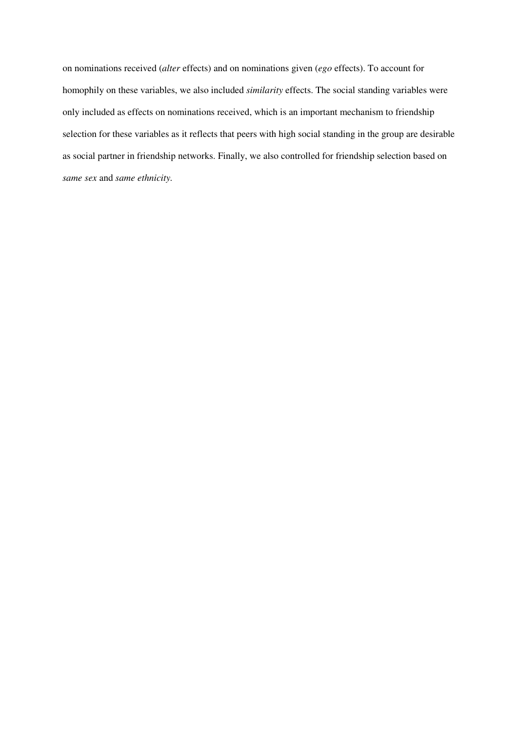on nominations received (*alter* effects) and on nominations given (*ego* effects). To account for homophily on these variables, we also included *similarity* effects. The social standing variables were only included as effects on nominations received, which is an important mechanism to friendship selection for these variables as it reflects that peers with high social standing in the group are desirable as social partner in friendship networks. Finally, we also controlled for friendship selection based on *same sex* and *same ethnicity*.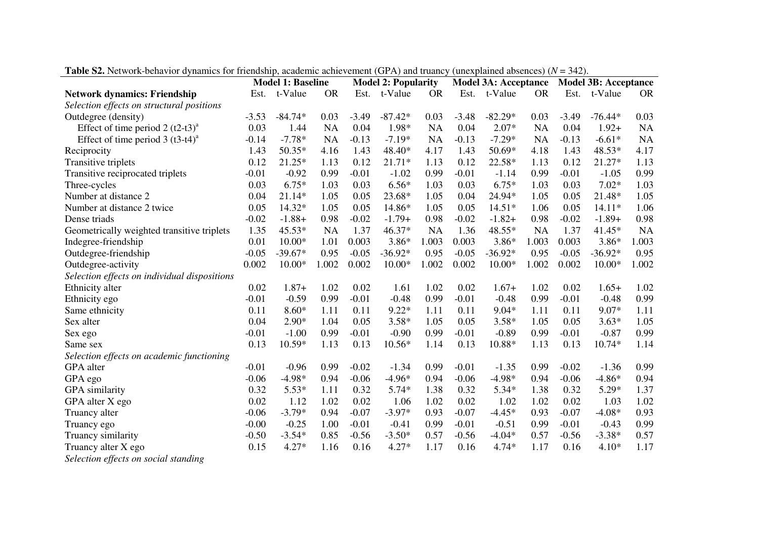**Table S2.** Network-behavior dynamics for friendship, academic achievement (GPA) and truancy (unexplained absences) ($N$ = 342).

| | Model 1: Baseline | | | Model 2: Popularity | | | Model 3A: Acceptance | | | Model 3B: Acceptance | | |
|---|---|---|---|---|---|---|---|---|---|---|---|---|
| **Network dynamics: Friendship** | Est. | t-Value | OR | Est. | t-Value | OR | Est. | t-Value | OR | Est. | t-Value | OR |
| *Selection effects on structural positions* | | | | | | | | | | | | |
| Outdegree (density) | -3.53 | -84.74* | 0.03 | -3.49 | -87.42* | 0.03 | -3.48 | -82.29* | 0.03 | -3.49 | -76.44* | 0.03 |
| Effect of time period 2 (t2-t3)[a] | 0.03 | 1.44 | NA | 0.04 | 1.98* | NA | 0.04 | 2.07* | NA | 0.04 | 1.92+ | NA |
| Effect of time period 3 (t3-t4)[a] | -0.14 | -7.78* | NA | -0.13 | -7.19* | NA | -0.13 | -7.29* | NA | -0.13 | -6.61* | NA |
| Reciprocity | 1.43 | 50.35* | 4.16 | 1.43 | 48.40* | 4.17 | 1.43 | 50.69* | 4.18 | 1.43 | 48.53* | 4.17 |
| Transitive triplets | 0.12 | 21.25* | 1.13 | 0.12 | 21.71* | 1.13 | 0.12 | 22.58* | 1.13 | 0.12 | 21.27* | 1.13 |
| Transitive reciprocated triplets | -0.01 | -0.92 | 0.99 | -0.01 | -1.02 | 0.99 | -0.01 | -1.14 | 0.99 | -0.01 | -1.05 | 0.99 |
| Three-cycles | 0.03 | 6.75* | 1.03 | 0.03 | 6.56* | 1.03 | 0.03 | 6.75* | 1.03 | 0.03 | 7.02* | 1.03 |
| Number at distance 2 | 0.04 | 21.14* | 1.05 | 0.05 | 23.68* | 1.05 | 0.04 | 24.94* | 1.05 | 0.05 | 21.48* | 1.05 |
| Number at distance 2 twice | 0.05 | 14.32* | 1.05 | 0.05 | 14.86* | 1.05 | 0.05 | 14.51* | 1.06 | 0.05 | 14.11* | 1.06 |
| Dense triads | -0.02 | -1.88+ | 0.98 | -0.02 | -1.79+ | 0.98 | -0.02 | -1.82+ | 0.98 | -0.02 | -1.89+ | 0.98 |
| Geometrically weighted transitive triplets | 1.35 | 45.53* | NA | 1.37 | 46.37* | NA | 1.36 | 48.55* | NA | 1.37 | 41.45* | NA |
| Indegree-friendship | 0.01 | 10.00* | 1.01 | 0.003 | 3.86* | 1.003 | 0.003 | 3.86* | 1.003 | 0.003 | 3.86* | 1.003 |
| Outdegree-friendship | -0.05 | -39.67* | 0.95 | -0.05 | -36.92* | 0.95 | -0.05 | -36.92* | 0.95 | -0.05 | -36.92* | 0.95 |
| Outdegree-activity | 0.002 | 10.00* | 1.002 | 0.002 | 10.00* | 1.002 | 0.002 | 10.00* | 1.002 | 0.002 | 10.00* | 1.002 |
| *Selection effects on individual dispositions* | | | | | | | | | | | | |
| Ethnicity alter | 0.02 | 1.87+ | 1.02 | 0.02 | 1.61 | 1.02 | 0.02 | 1.67+ | 1.02 | 0.02 | 1.65+ | 1.02 |
| Ethnicity ego | -0.01 | -0.59 | 0.99 | -0.01 | -0.48 | 0.99 | -0.01 | -0.48 | 0.99 | -0.01 | -0.48 | 0.99 |
| Same ethnicity | 0.11 | 8.60* | 1.11 | 0.11 | 9.22* | 1.11 | 0.11 | 9.04* | 1.11 | 0.11 | 9.07* | 1.11 |
| Sex alter | 0.04 | 2.90* | 1.04 | 0.05 | 3.58* | 1.05 | 0.05 | 3.58* | 1.05 | 0.05 | 3.63* | 1.05 |
| Sex ego | -0.01 | -1.00 | 0.99 | -0.01 | -0.90 | 0.99 | -0.01 | -0.89 | 0.99 | -0.01 | -0.87 | 0.99 |
| Same sex | 0.13 | 10.59* | 1.13 | 0.13 | 10.56* | 1.14 | 0.13 | 10.88* | 1.13 | 0.13 | 10.74* | 1.14 |
| *Selection effects on academic functioning* | | | | | | | | | | | | |
| GPA alter | -0.01 | -0.96 | 0.99 | -0.02 | -1.34 | 0.99 | -0.01 | -1.35 | 0.99 | -0.02 | -1.36 | 0.99 |
| GPA ego | -0.06 | -4.98* | 0.94 | -0.06 | -4.96* | 0.94 | -0.06 | -4.98* | 0.94 | -0.06 | -4.86* | 0.94 |
| GPA similarity | 0.32 | 5.53* | 1.11 | 0.32 | 5.74* | 1.38 | 0.32 | 5.34* | 1.38 | 0.32 | 5.29* | 1.37 |
| GPA alter X ego | 0.02 | 1.12 | 1.02 | 0.02 | 1.06 | 1.02 | 0.02 | 1.02 | 1.02 | 0.02 | 1.03 | 1.02 |
| Truancy alter | -0.06 | -3.79* | 0.94 | -0.07 | -3.97* | 0.93 | -0.07 | -4.45* | 0.93 | -0.07 | -4.08* | 0.93 |
| Truancy ego | -0.00 | -0.25 | 1.00 | -0.01 | -0.41 | 0.99 | -0.01 | -0.51 | 0.99 | -0.01 | -0.43 | 0.99 |
| Truancy similarity | -0.50 | -3.54* | 0.85 | -0.56 | -3.50* | 0.57 | -0.56 | -4.04* | 0.57 | -0.56 | -3.38* | 0.57 |
| Truancy alter X ego | 0.15 | 4.27* | 1.16 | 0.16 | 4.27* | 1.17 | 0.16 | 4.74* | 1.17 | 0.16 | 4.10* | 1.17 |
| *Selection effects on social standing* | | | | | | | | | | | | |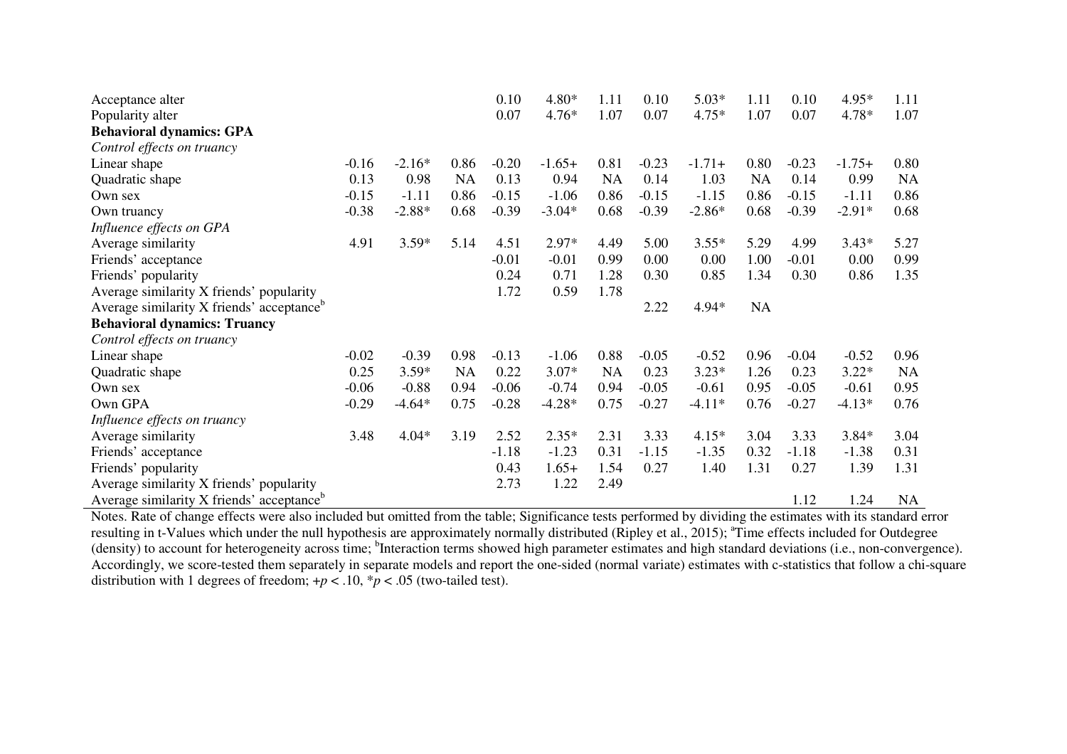| | | | | | | | | | | | | |
|---|---|---|---|---|---|---|---|---|---|---|---|---|
| Acceptance alter | | | | 0.10 | 4.80* | 1.11 | 0.10 | 5.03* | 1.11 | 0.10 | 4.95* | 1.11 |
| Popularity alter | | | | 0.07 | 4.76* | 1.07 | 0.07 | 4.75* | 1.07 | 0.07 | 4.78* | 1.07 |
| **Behavioral dynamics: GPA** | | | | | | | | | | | | |
| *Control effects on truancy* | | | | | | | | | | | | |
| Linear shape | -0.16 | -2.16* | 0.86 | -0.20 | -1.65+ | 0.81 | -0.23 | -1.71+ | 0.80 | -0.23 | -1.75+ | 0.80 |
| Quadratic shape | 0.13 | 0.98 | NA | 0.13 | 0.94 | NA | 0.14 | 1.03 | NA | 0.14 | 0.99 | NA |
| Own sex | -0.15 | -1.11 | 0.86 | -0.15 | -1.06 | 0.86 | -0.15 | -1.15 | 0.86 | -0.15 | -1.11 | 0.86 |
| Own truancy | -0.38 | -2.88* | 0.68 | -0.39 | -3.04* | 0.68 | -0.39 | -2.86* | 0.68 | -0.39 | -2.91* | 0.68 |
| *Influence effects on GPA* | | | | | | | | | | | | |
| Average similarity | 4.91 | 3.59* | 5.14 | 4.51 | 2.97* | 4.49 | 5.00 | 3.55* | 5.29 | 4.99 | 3.43* | 5.27 |
| Friends' acceptance | | | | -0.01 | -0.01 | 0.99 | 0.00 | 0.00 | 1.00 | -0.01 | 0.00 | 0.99 |
| Friends' popularity | | | | 0.24 | 0.71 | 1.28 | 0.30 | 0.85 | 1.34 | 0.30 | 0.86 | 1.35 |
| Average similarity X friends' popularity | | | | 1.72 | 0.59 | 1.78 | | | | | | |
| Average similarity X friends' acceptance[b] | | | | | | | 2.22 | 4.94* | NA | | | |
| **Behavioral dynamics: Truancy** | | | | | | | | | | | | |
| *Control effects on truancy* | | | | | | | | | | | | |
| Linear shape | -0.02 | -0.39 | 0.98 | -0.13 | -1.06 | 0.88 | -0.05 | -0.52 | 0.96 | -0.04 | -0.52 | 0.96 |
| Quadratic shape | 0.25 | 3.59* | NA | 0.22 | 3.07* | NA | 0.23 | 3.23* | 1.26 | 0.23 | 3.22* | NA |
| Own sex | -0.06 | -0.88 | 0.94 | -0.06 | -0.74 | 0.94 | -0.05 | -0.61 | 0.95 | -0.05 | -0.61 | 0.95 |
| Own GPA | -0.29 | -4.64* | 0.75 | -0.28 | -4.28* | 0.75 | -0.27 | -4.11* | 0.76 | -0.27 | -4.13* | 0.76 |
| *Influence effects on truancy* | | | | | | | | | | | | |
| Average similarity | 3.48 | 4.04* | 3.19 | 2.52 | 2.35* | 2.31 | 3.33 | 4.15* | 3.04 | 3.33 | 3.84* | 3.04 |
| Friends' acceptance | | | | -1.18 | -1.23 | 0.31 | -1.15 | -1.35 | 0.32 | -1.18 | -1.38 | 0.31 |
| Friends' popularity | | | | 0.43 | 1.65+ | 1.54 | 0.27 | 1.40 | 1.31 | 0.27 | 1.39 | 1.31 |
| Average similarity X friends' popularity | | | | 2.73 | 1.22 | 2.49 | | | | | | |
| Average similarity X friends' acceptance[b] | | | | | | | | | | 1.12 | 1.24 | NA |

Notes. Rate of change effects were also included but omitted from the table; Significance tests performed by dividing the estimates with its standard error resulting in t-Values which under the null hypothesis are approximately normally distributed (Ripley et al., 2015); [a]Time effects included for Outdegree (density) to account for heterogeneity across time; [b]Interaction terms showed high parameter estimates and high standard deviations (i.e., non-convergence). Accordingly, we score-tested them separately in separate models and report the one-sided (normal variate) estimates with c-statistics that follow a chi-square distribution with 1 degrees of freedom; $+p < .10$, $*p < .05$ (two-tailed test).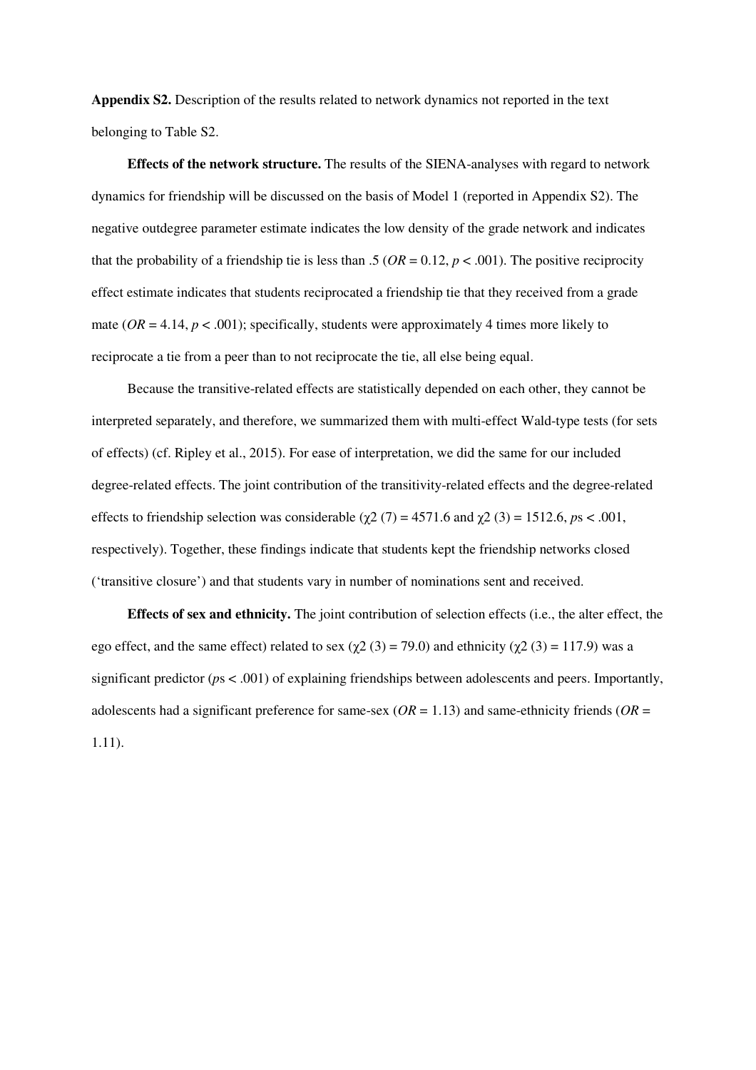**Appendix S2.** Description of the results related to network dynamics not reported in the text belonging to Table S2.

**Effects of the network structure.** The results of the SIENA-analyses with regard to network dynamics for friendship will be discussed on the basis of Model 1 (reported in Appendix S2). The negative outdegree parameter estimate indicates the low density of the grade network and indicates that the probability of a friendship tie is less than .5 (*OR* = 0.12, $p < .001$). The positive reciprocity effect estimate indicates that students reciprocated a friendship tie that they received from a grade mate (*OR* = 4.14, $p < .001$); specifically, students were approximately 4 times more likely to reciprocate a tie from a peer than to not reciprocate the tie, all else being equal.

Because the transitive-related effects are statistically depended on each other, they cannot be interpreted separately, and therefore, we summarized them with multi-effect Wald-type tests (for sets of effects) (cf. Ripley et al., 2015). For ease of interpretation, we did the same for our included degree-related effects. The joint contribution of the transitivity-related effects and the degree-related effects to friendship selection was considerable ($\chi 2$ (7) = 4571.6 and $\chi 2$ (3) = 1512.6, *p*s < .001, respectively). Together, these findings indicate that students kept the friendship networks closed ('transitive closure') and that students vary in number of nominations sent and received.

**Effects of sex and ethnicity.** The joint contribution of selection effects (i.e., the alter effect, the ego effect, and the same effect) related to sex ($\chi 2$ (3) = 79.0) and ethnicity ($\chi 2$ (3) = 117.9) was a significant predictor (*p*s < .001) of explaining friendships between adolescents and peers. Importantly, adolescents had a significant preference for same-sex (*OR* = 1.13) and same-ethnicity friends (*OR* = 1.11).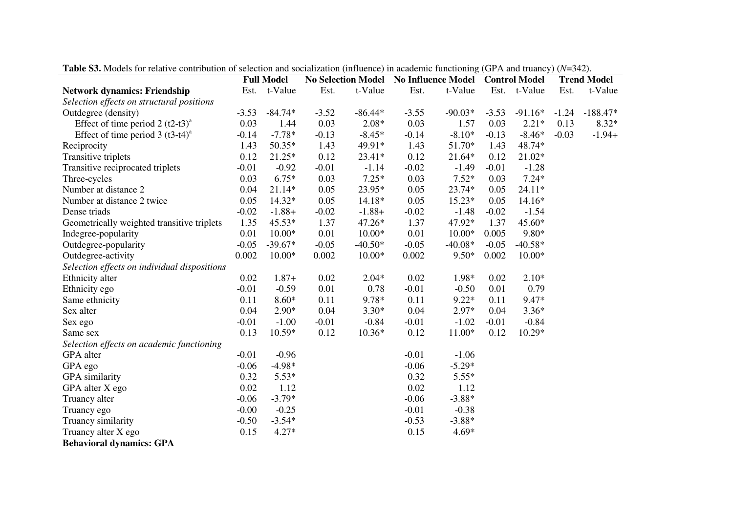**Table S3.** Models for relative contribution of selection and socialization (influence) in academic functioning (GPA and truancy) (*N*=342).

| | Full Model | | No Selection Model | | No Influence Model | | Control Model | | Trend Model | |
|---|---|---|---|---|---|---|---|---|---|---|
| **Network dynamics: Friendship** | Est. | t-Value | Est. | t-Value | Est. | t-Value | Est. | t-Value | Est. | t-Value |
| *Selection effects on structural positions* | | | | | | | | | | |
| Outdegree (density) | -3.53 | -84.74* | -3.52 | -86.44* | -3.55 | -90.03* | -3.53 | -91.16* | -1.24 | -188.47* |
| Effect of time period 2 (t2-t3)[a] | 0.03 | 1.44 | 0.03 | 2.08* | 0.03 | 1.57 | 0.03 | 2.21* | 0.13 | 8.32* |
| Effect of time period 3 (t3-t4)[a] | -0.14 | -7.78* | -0.13 | -8.45* | -0.14 | -8.10* | -0.13 | -8.46* | -0.03 | -1.94+ |
| Reciprocity | 1.43 | 50.35* | 1.43 | 49.91* | 1.43 | 51.70* | 1.43 | 48.74* | | |
| Transitive triplets | 0.12 | 21.25* | 0.12 | 23.41* | 0.12 | 21.64* | 0.12 | 21.02* | | |
| Transitive reciprocated triplets | -0.01 | -0.92 | -0.01 | -1.14 | -0.02 | -1.49 | -0.01 | -1.28 | | |
| Three-cycles | 0.03 | 6.75* | 0.03 | 7.25* | 0.03 | 7.52* | 0.03 | 7.24* | | |
| Number at distance 2 | 0.04 | 21.14* | 0.05 | 23.95* | 0.05 | 23.74* | 0.05 | 24.11* | | |
| Number at distance 2 twice | 0.05 | 14.32* | 0.05 | 14.18* | 0.05 | 15.23* | 0.05 | 14.16* | | |
| Dense triads | -0.02 | -1.88+ | -0.02 | -1.88+ | -0.02 | -1.48 | -0.02 | -1.54 | | |
| Geometrically weighted transitive triplets | 1.35 | 45.53* | 1.37 | 47.26* | 1.37 | 47.92* | 1.37 | 45.60* | | |
| Indegree-popularity | 0.01 | 10.00* | 0.01 | 10.00* | 0.01 | 10.00* | 0.005 | 9.80* | | |
| Outdegree-popularity | -0.05 | -39.67* | -0.05 | -40.50* | -0.05 | -40.08* | -0.05 | -40.58* | | |
| Outdegree-activity | 0.002 | 10.00* | 0.002 | 10.00* | 0.002 | 9.50* | 0.002 | 10.00* | | |
| *Selection effects on individual dispositions* | | | | | | | | | | |
| Ethnicity alter | 0.02 | 1.87+ | 0.02 | 2.04* | 0.02 | 1.98* | 0.02 | 2.10* | | |
| Ethnicity ego | -0.01 | -0.59 | 0.01 | 0.78 | -0.01 | -0.50 | 0.01 | 0.79 | | |
| Same ethnicity | 0.11 | 8.60* | 0.11 | 9.78* | 0.11 | 9.22* | 0.11 | 9.47* | | |
| Sex alter | 0.04 | 2.90* | 0.04 | 3.30* | 0.04 | 2.97* | 0.04 | 3.36* | | |
| Sex ego | -0.01 | -1.00 | -0.01 | -0.84 | -0.01 | -1.02 | -0.01 | -0.84 | | |
| Same sex | 0.13 | 10.59* | 0.12 | 10.36* | 0.12 | 11.00* | 0.12 | 10.29* | | |
| *Selection effects on academic functioning* | | | | | | | | | | |
| GPA alter | -0.01 | -0.96 | | | -0.01 | -1.06 | | | | |
| GPA ego | -0.06 | -4.98* | | | -0.06 | -5.29* | | | | |
| GPA similarity | 0.32 | 5.53* | | | 0.32 | 5.55* | | | | |
| GPA alter X ego | 0.02 | 1.12 | | | 0.02 | 1.12 | | | | |
| Truancy alter | -0.06 | -3.79* | | | -0.06 | -3.88* | | | | |
| Truancy ego | -0.00 | -0.25 | | | -0.01 | -0.38 | | | | |
| Truancy similarity | -0.50 | -3.54* | | | -0.53 | -3.88* | | | | |
| Truancy alter X ego | 0.15 | 4.27* | | | 0.15 | 4.69* | | | | |
| **Behavioral dynamics: GPA** | | | | | | | | | | |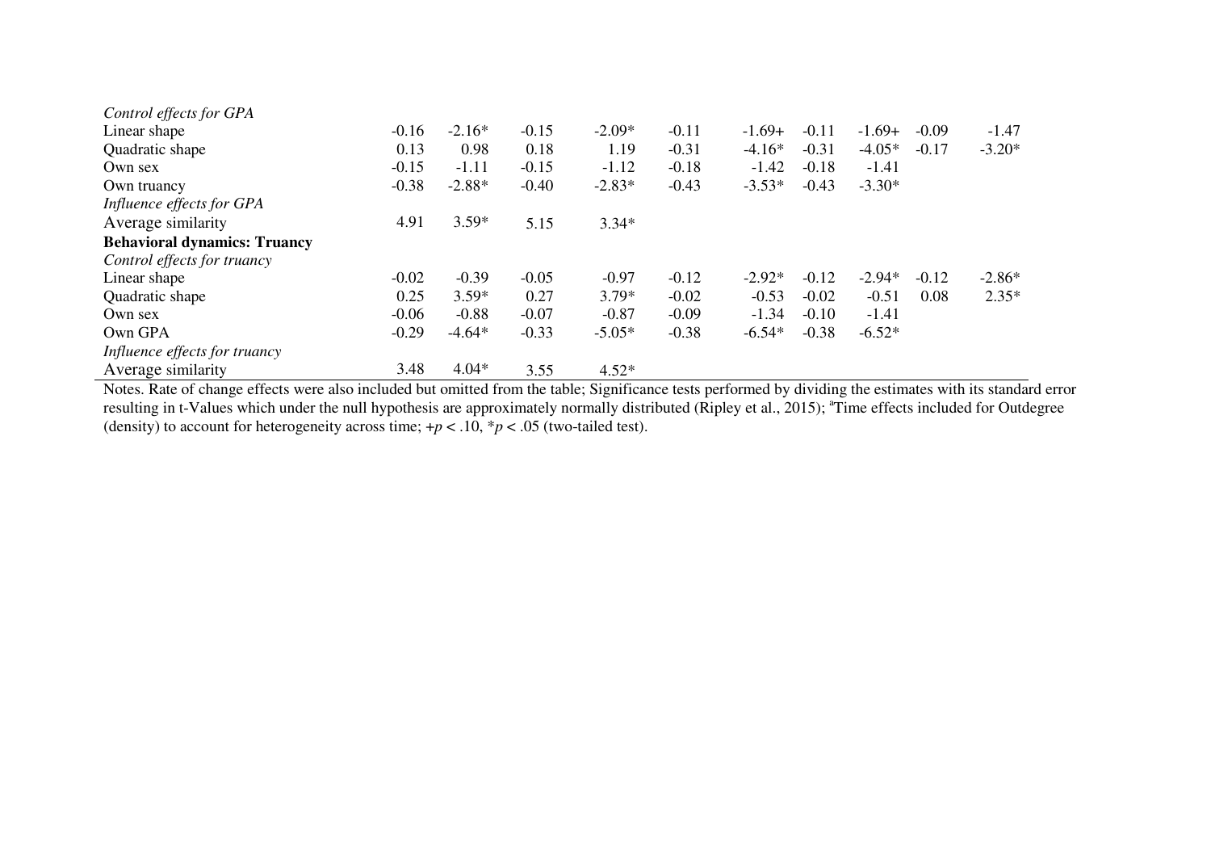| | | | | | | | | | | |
|---|---|---|---|---|---|---|---|---|---|---|
| *Control effects for GPA* | | | | | | | | | | |
| Linear shape | -0.16 | -2.16* | -0.15 | -2.09* | -0.11 | -1.69+ | -0.11 | -1.69+ | -0.09 | -1.47 |
| Quadratic shape | 0.13 | 0.98 | 0.18 | 1.19 | -0.31 | -4.16* | -0.31 | -4.05* | -0.17 | -3.20* |
| Own sex | -0.15 | -1.11 | -0.15 | -1.12 | -0.18 | -1.42 | -0.18 | -1.41 | | |
| Own truancy | -0.38 | -2.88* | -0.40 | -2.83* | -0.43 | -3.53* | -0.43 | -3.30* | | |
| *Influence effects for GPA* | | | | | | | | | | |
| Average similarity | 4.91 | 3.59* | 5.15 | 3.34* | | | | | | |
| **Behavioral dynamics: Truancy** | | | | | | | | | | |
| *Control effects for truancy* | | | | | | | | | | |
| Linear shape | -0.02 | -0.39 | -0.05 | -0.97 | -0.12 | -2.92* | -0.12 | -2.94* | -0.12 | -2.86* |
| Quadratic shape | 0.25 | 3.59* | 0.27 | 3.79* | -0.02 | -0.53 | -0.02 | -0.51 | 0.08 | 2.35* |
| Own sex | -0.06 | -0.88 | -0.07 | -0.87 | -0.09 | -1.34 | -0.10 | -1.41 | | |
| Own GPA | -0.29 | -4.64* | -0.33 | -5.05* | -0.38 | -6.54* | -0.38 | -6.52* | | |
| *Influence effects for truancy* | | | | | | | | | | |
| Average similarity | 3.48 | 4.04* | 3.55 | 4.52* | | | | | | |

Notes. Rate of change effects were also included but omitted from the table; Significance tests performed by dividing the estimates with its standard error resulting in t-Values which under the null hypothesis are approximately normally distributed (Ripley et al., 2015); [a]Time effects included for Outdegree (density) to account for heterogeneity across time; +$p < .10$, *$p < .05$ (two-tailed test).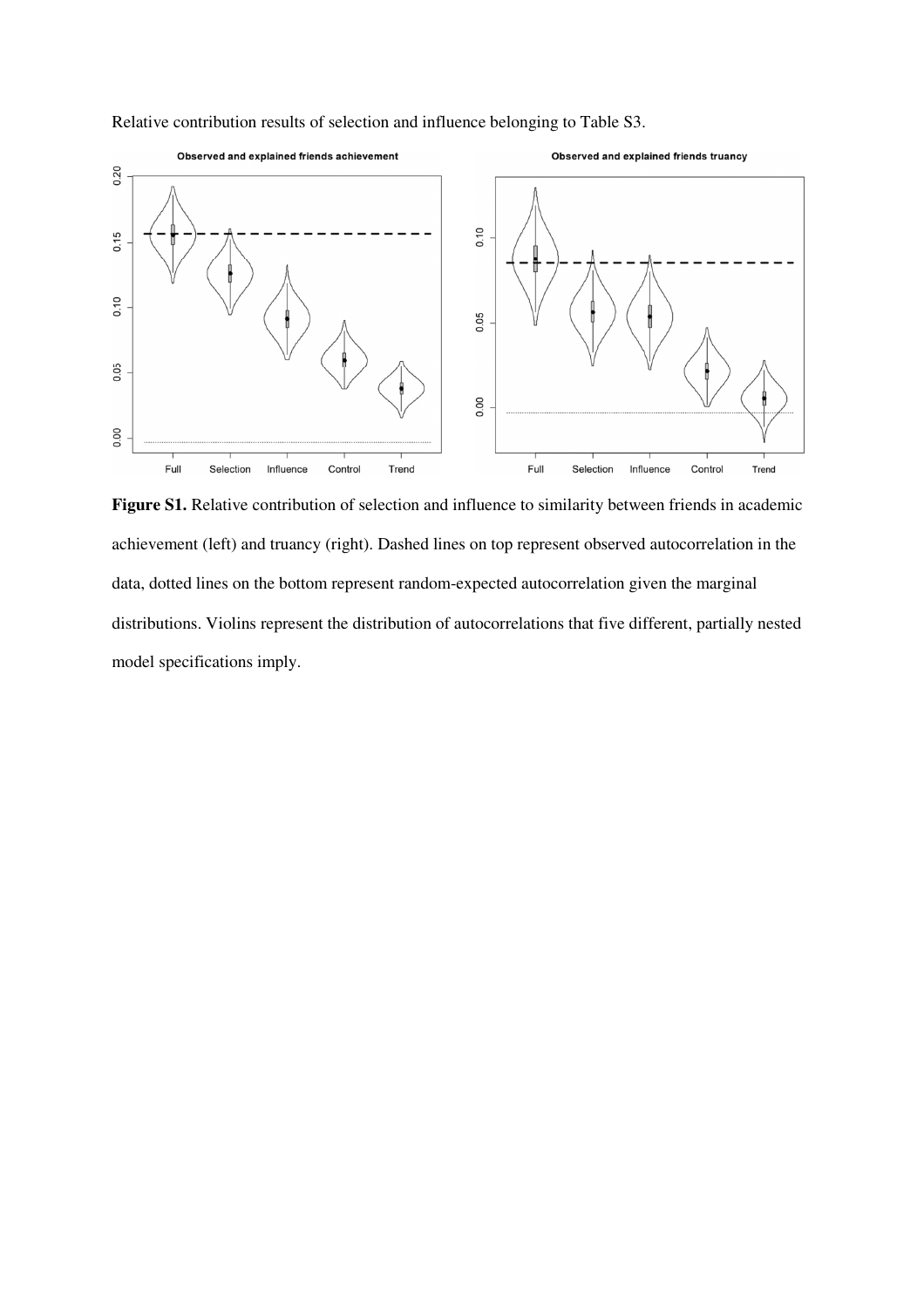Relative contribution results of selection and influence belonging to Table S3.

**Figure S1.** Relative contribution of selection and influence to similarity between friends in academic achievement (left) and truancy (right). Dashed lines on top represent observed autocorrelation in the data, dotted lines on the bottom represent random-expected autocorrelation given the marginal distributions. Violins represent the distribution of autocorrelations that five different, partially nested model specifications imply.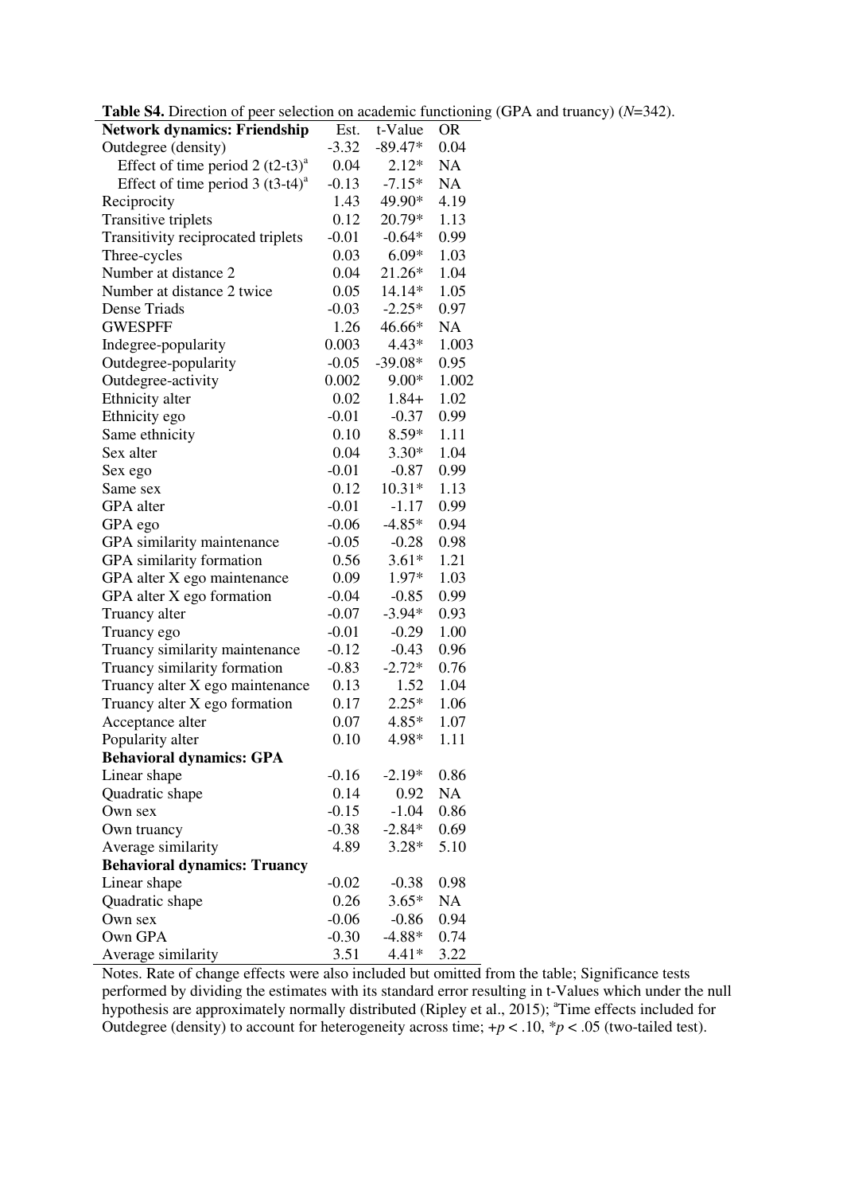**Table S4.** Direction of peer selection on academic functioning (GPA and truancy) ($N$=342).

| Network dynamics: Friendship | Est. | t-Value | OR |
|---|---|---|---|
| Outdegree (density) | -3.32 | -89.47* | 0.04 |
| Effect of time period 2 (t2-t3)[a] | 0.04 | 2.12* | NA |
| Effect of time period 3 (t3-t4)[a] | -0.13 | -7.15* | NA |
| Reciprocity | 1.43 | 49.90* | 4.19 |
| Transitive triplets | 0.12 | 20.79* | 1.13 |
| Transitivity reciprocated triplets | -0.01 | -0.64* | 0.99 |
| Three-cycles | 0.03 | 6.09* | 1.03 |
| Number at distance 2 | 0.04 | 21.26* | 1.04 |
| Number at distance 2 twice | 0.05 | 14.14* | 1.05 |
| Dense Triads | -0.03 | -2.25* | 0.97 |
| GWESPFF | 1.26 | 46.66* | NA |
| Indegree-popularity | 0.003 | 4.43* | 1.003 |
| Outdegree-popularity | -0.05 | -39.08* | 0.95 |
| Outdegree-activity | 0.002 | 9.00* | 1.002 |
| Ethnicity alter | 0.02 | 1.84+ | 1.02 |
| Ethnicity ego | -0.01 | -0.37 | 0.99 |
| Same ethnicity | 0.10 | 8.59* | 1.11 |
| Sex alter | 0.04 | 3.30* | 1.04 |
| Sex ego | -0.01 | -0.87 | 0.99 |
| Same sex | 0.12 | 10.31* | 1.13 |
| GPA alter | -0.01 | -1.17 | 0.99 |
| GPA ego | -0.06 | -4.85* | 0.94 |
| GPA similarity maintenance | -0.05 | -0.28 | 0.98 |
| GPA similarity formation | 0.56 | 3.61* | 1.21 |
| GPA alter X ego maintenance | 0.09 | 1.97* | 1.03 |
| GPA alter X ego formation | -0.04 | -0.85 | 0.99 |
| Truancy alter | -0.07 | -3.94* | 0.93 |
| Truancy ego | -0.01 | -0.29 | 1.00 |
| Truancy similarity maintenance | -0.12 | -0.43 | 0.96 |
| Truancy similarity formation | -0.83 | -2.72* | 0.76 |
| Truancy alter X ego maintenance | 0.13 | 1.52 | 1.04 |
| Truancy alter X ego formation | 0.17 | 2.25* | 1.06 |
| Acceptance alter | 0.07 | 4.85* | 1.07 |
| Popularity alter | 0.10 | 4.98* | 1.11 |
| **Behavioral dynamics: GPA** | | | |
| Linear shape | -0.16 | -2.19* | 0.86 |
| Quadratic shape | 0.14 | 0.92 | NA |
| Own sex | -0.15 | -1.04 | 0.86 |
| Own truancy | -0.38 | -2.84* | 0.69 |
| Average similarity | 4.89 | 3.28* | 5.10 |
| **Behavioral dynamics: Truancy** | | | |
| Linear shape | -0.02 | -0.38 | 0.98 |
| Quadratic shape | 0.26 | 3.65* | NA |
| Own sex | -0.06 | -0.86 | 0.94 |
| Own GPA | -0.30 | -4.88* | 0.74 |
| Average similarity | 3.51 | 4.41* | 3.22 |

Notes. Rate of change effects were also included but omitted from the table; Significance tests performed by dividing the estimates with its standard error resulting in t-Values which under the null hypothesis are approximately normally distributed (Ripley et al., 2015); [a]Time effects included for Outdegree (density) to account for heterogeneity across time; +$p < .10$, *$p < .05$ (two-tailed test).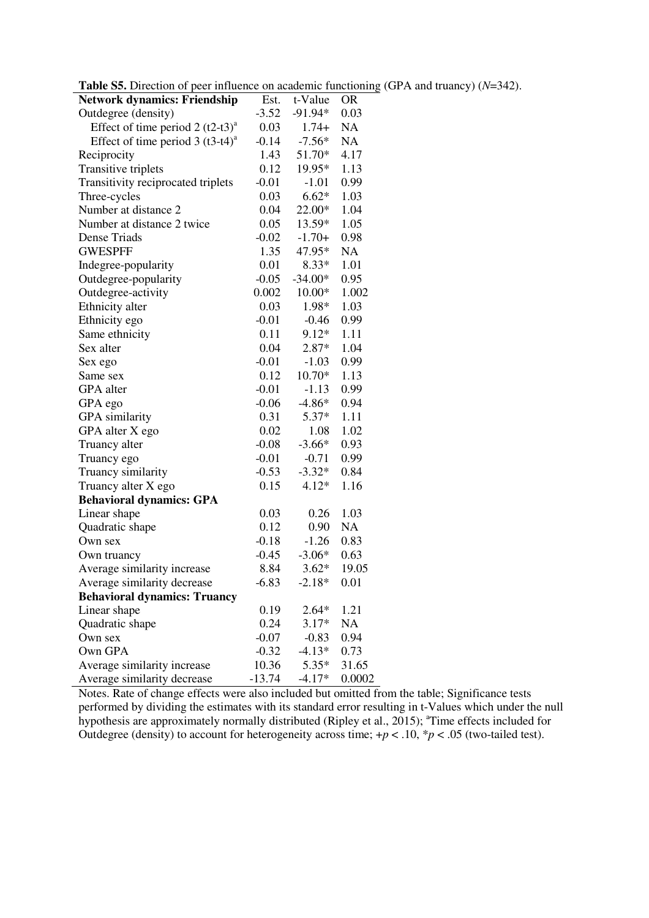**Table S5.** Direction of peer influence on academic functioning (GPA and truancy) ($N$=342).

| **Network dynamics: Friendship** | Est. | t-Value | OR |
|---|---|---|---|
| Outdegree (density) | -3.52 | -91.94* | 0.03 |
| Effect of time period 2 (t2-t3)[a] | 0.03 | 1.74+ | NA |
| Effect of time period 3 (t3-t4)[a] | -0.14 | -7.56* | NA |
| Reciprocity | 1.43 | 51.70* | 4.17 |
| Transitive triplets | 0.12 | 19.95* | 1.13 |
| Transitivity reciprocated triplets | -0.01 | -1.01 | 0.99 |
| Three-cycles | 0.03 | 6.62* | 1.03 |
| Number at distance 2 | 0.04 | 22.00* | 1.04 |
| Number at distance 2 twice | 0.05 | 13.59* | 1.05 |
| Dense Triads | -0.02 | -1.70+ | 0.98 |
| GWESPFF | 1.35 | 47.95* | NA |
| Indegree-popularity | 0.01 | 8.33* | 1.01 |
| Outdegree-popularity | -0.05 | -34.00* | 0.95 |
| Outdegree-activity | 0.002 | 10.00* | 1.002 |
| Ethnicity alter | 0.03 | 1.98* | 1.03 |
| Ethnicity ego | -0.01 | -0.46 | 0.99 |
| Same ethnicity | 0.11 | 9.12* | 1.11 |
| Sex alter | 0.04 | 2.87* | 1.04 |
| Sex ego | -0.01 | -1.03 | 0.99 |
| Same sex | 0.12 | 10.70* | 1.13 |
| GPA alter | -0.01 | -1.13 | 0.99 |
| GPA ego | -0.06 | -4.86* | 0.94 |
| GPA similarity | 0.31 | 5.37* | 1.11 |
| GPA alter X ego | 0.02 | 1.08 | 1.02 |
| Truancy alter | -0.08 | -3.66* | 0.93 |
| Truancy ego | -0.01 | -0.71 | 0.99 |
| Truancy similarity | -0.53 | -3.32* | 0.84 |
| Truancy alter X ego | 0.15 | 4.12* | 1.16 |
| **Behavioral dynamics: GPA** | | | |
| Linear shape | 0.03 | 0.26 | 1.03 |
| Quadratic shape | 0.12 | 0.90 | NA |
| Own sex | -0.18 | -1.26 | 0.83 |
| Own truancy | -0.45 | -3.06* | 0.63 |
| Average similarity increase | 8.84 | 3.62* | 19.05 |
| Average similarity decrease | -6.83 | -2.18* | 0.01 |
| **Behavioral dynamics: Truancy** | | | |
| Linear shape | 0.19 | 2.64* | 1.21 |
| Quadratic shape | 0.24 | 3.17* | NA |
| Own sex | -0.07 | -0.83 | 0.94 |
| Own GPA | -0.32 | -4.13* | 0.73 |
| Average similarity increase | 10.36 | 5.35* | 31.65 |
| Average similarity decrease | -13.74 | -4.17* | 0.0002 |

Notes. Rate of change effects were also included but omitted from the table; Significance tests performed by dividing the estimates with its standard error resulting in t-Values which under the null hypothesis are approximately normally distributed (Ripley et al., 2015); [a]Time effects included for Outdegree (density) to account for heterogeneity across time; $+p < .10$, $*p < .05$ (two-tailed test).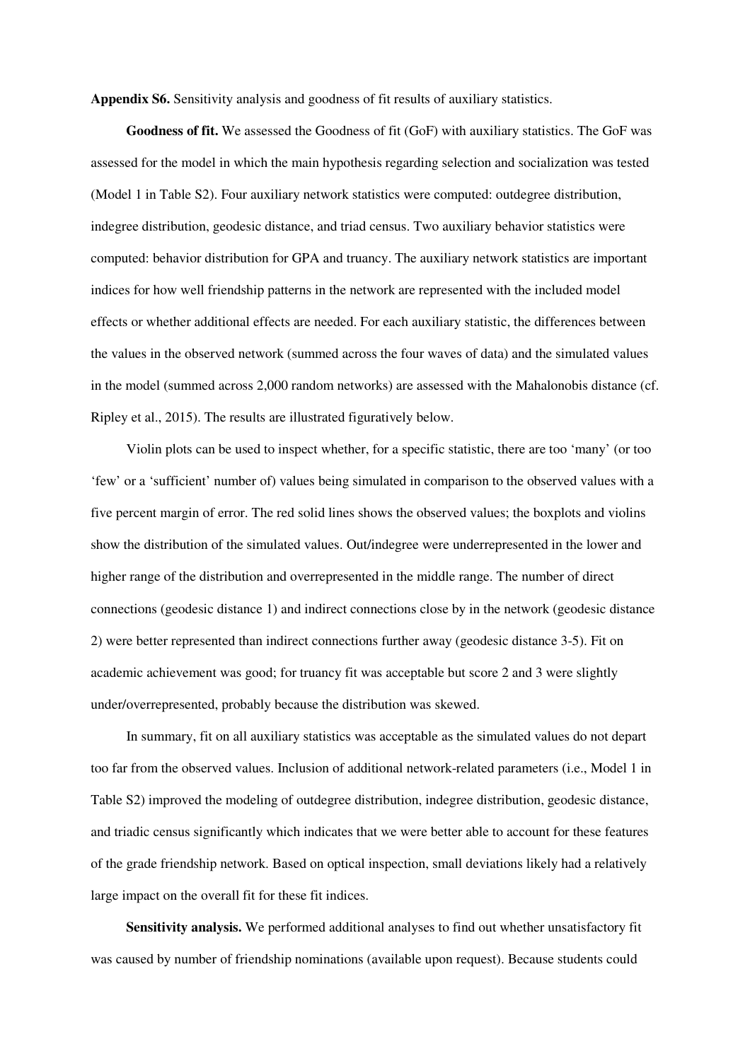**Appendix S6.** Sensitivity analysis and goodness of fit results of auxiliary statistics.

**Goodness of fit.** We assessed the Goodness of fit (GoF) with auxiliary statistics. The GoF was assessed for the model in which the main hypothesis regarding selection and socialization was tested (Model 1 in Table S2). Four auxiliary network statistics were computed: outdegree distribution, indegree distribution, geodesic distance, and triad census. Two auxiliary behavior statistics were computed: behavior distribution for GPA and truancy. The auxiliary network statistics are important indices for how well friendship patterns in the network are represented with the included model effects or whether additional effects are needed. For each auxiliary statistic, the differences between the values in the observed network (summed across the four waves of data) and the simulated values in the model (summed across 2,000 random networks) are assessed with the Mahalonobis distance (cf. Ripley et al., 2015). The results are illustrated figuratively below.

Violin plots can be used to inspect whether, for a specific statistic, there are too 'many' (or too 'few' or a 'sufficient' number of) values being simulated in comparison to the observed values with a five percent margin of error. The red solid lines shows the observed values; the boxplots and violins show the distribution of the simulated values. Out/indegree were underrepresented in the lower and higher range of the distribution and overrepresented in the middle range. The number of direct connections (geodesic distance 1) and indirect connections close by in the network (geodesic distance 2) were better represented than indirect connections further away (geodesic distance 3-5). Fit on academic achievement was good; for truancy fit was acceptable but score 2 and 3 were slightly under/overrepresented, probably because the distribution was skewed.

In summary, fit on all auxiliary statistics was acceptable as the simulated values do not depart too far from the observed values. Inclusion of additional network-related parameters (i.e., Model 1 in Table S2) improved the modeling of outdegree distribution, indegree distribution, geodesic distance, and triadic census significantly which indicates that we were better able to account for these features of the grade friendship network. Based on optical inspection, small deviations likely had a relatively large impact on the overall fit for these fit indices.

**Sensitivity analysis.** We performed additional analyses to find out whether unsatisfactory fit was caused by number of friendship nominations (available upon request). Because students could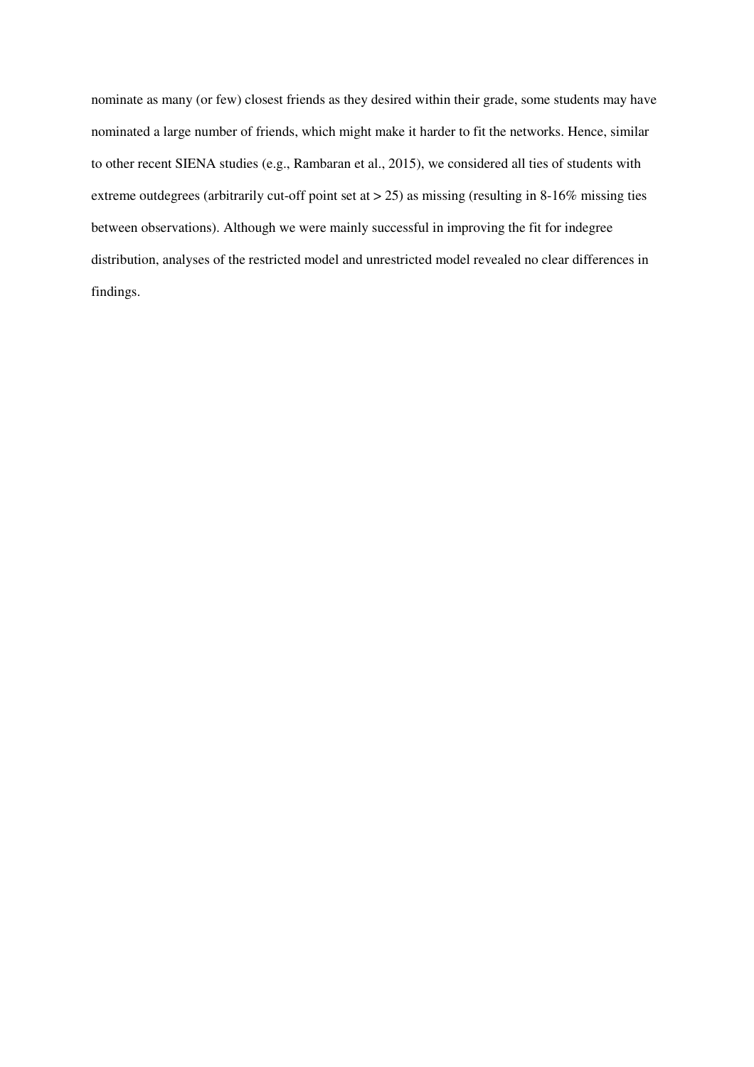nominate as many (or few) closest friends as they desired within their grade, some students may have nominated a large number of friends, which might make it harder to fit the networks. Hence, similar to other recent SIENA studies (e.g., Rambaran et al., 2015), we considered all ties of students with extreme outdegrees (arbitrarily cut-off point set at > 25) as missing (resulting in 8-16% missing ties between observations). Although we were mainly successful in improving the fit for indegree distribution, analyses of the restricted model and unrestricted model revealed no clear differences in findings.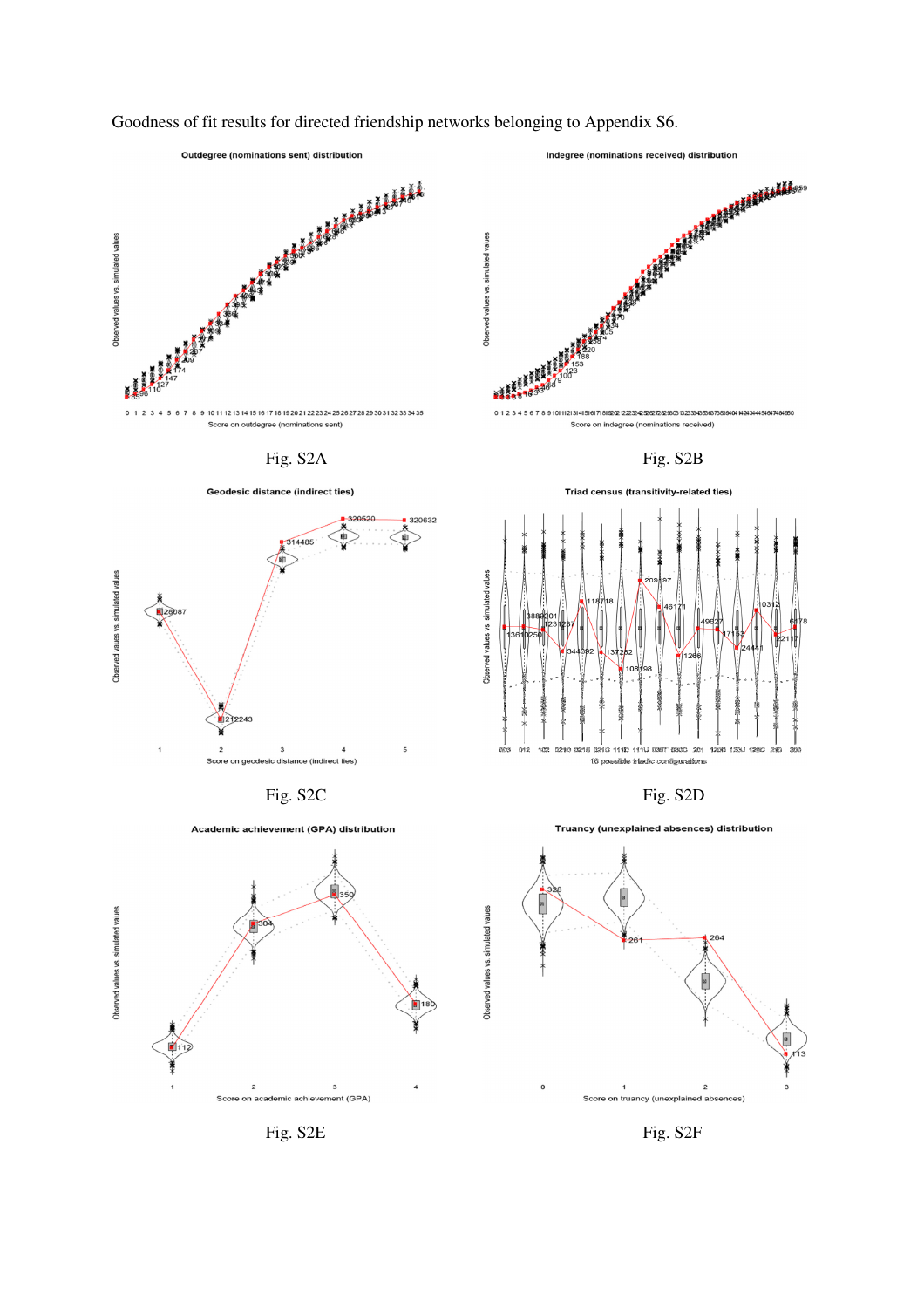Goodness of fit results for directed friendship networks belonging to Appendix S6.

Fig. S2A

Fig. S2B

Fig. S2C

Fig. S2D

Fig. S2E

Fig. S2F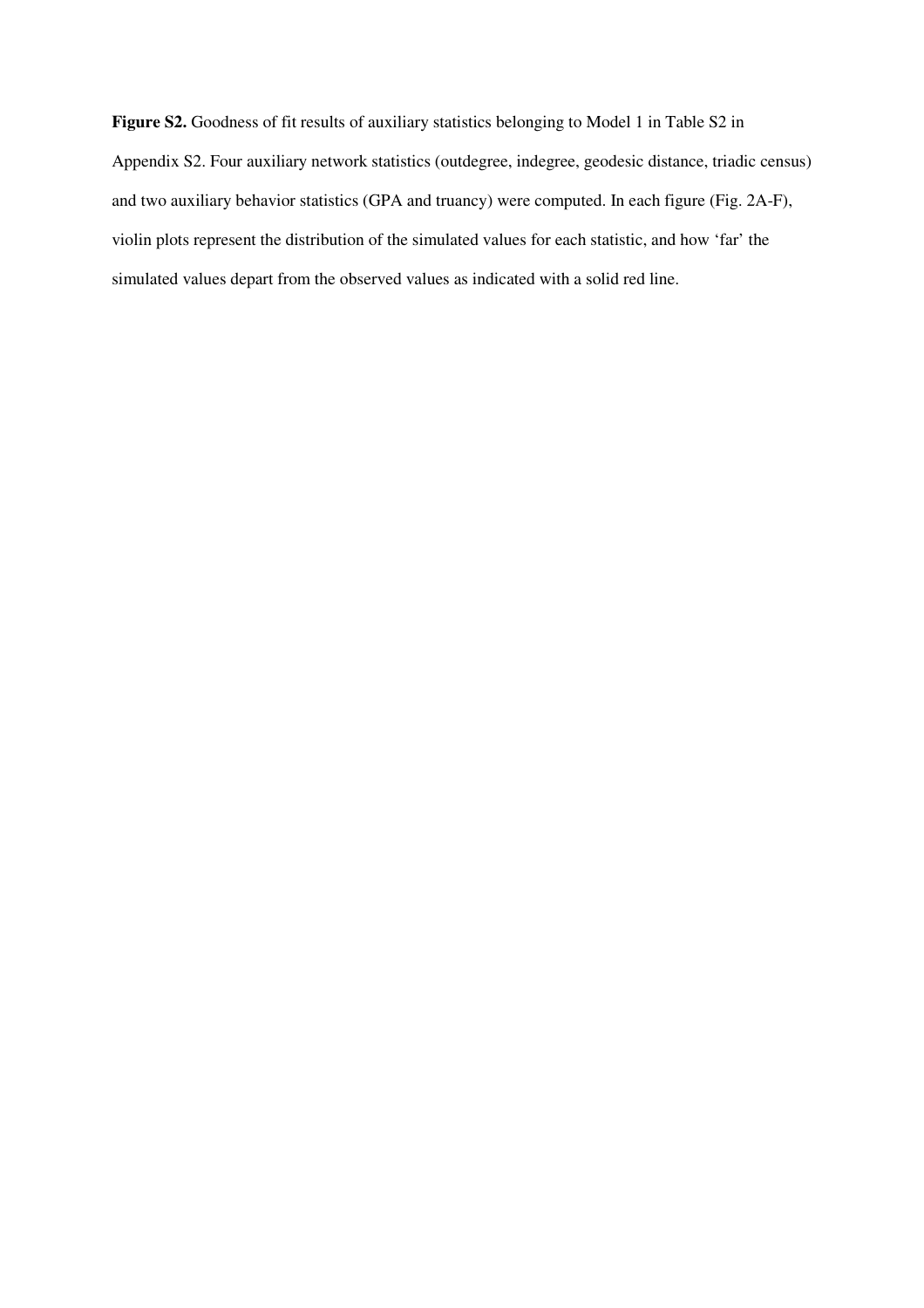**Figure S2.** Goodness of fit results of auxiliary statistics belonging to Model 1 in Table S2 in Appendix S2. Four auxiliary network statistics (outdegree, indegree, geodesic distance, triadic census) and two auxiliary behavior statistics (GPA and truancy) were computed. In each figure (Fig. 2A-F), violin plots represent the distribution of the simulated values for each statistic, and how 'far' the simulated values depart from the observed values as indicated with a solid red line.